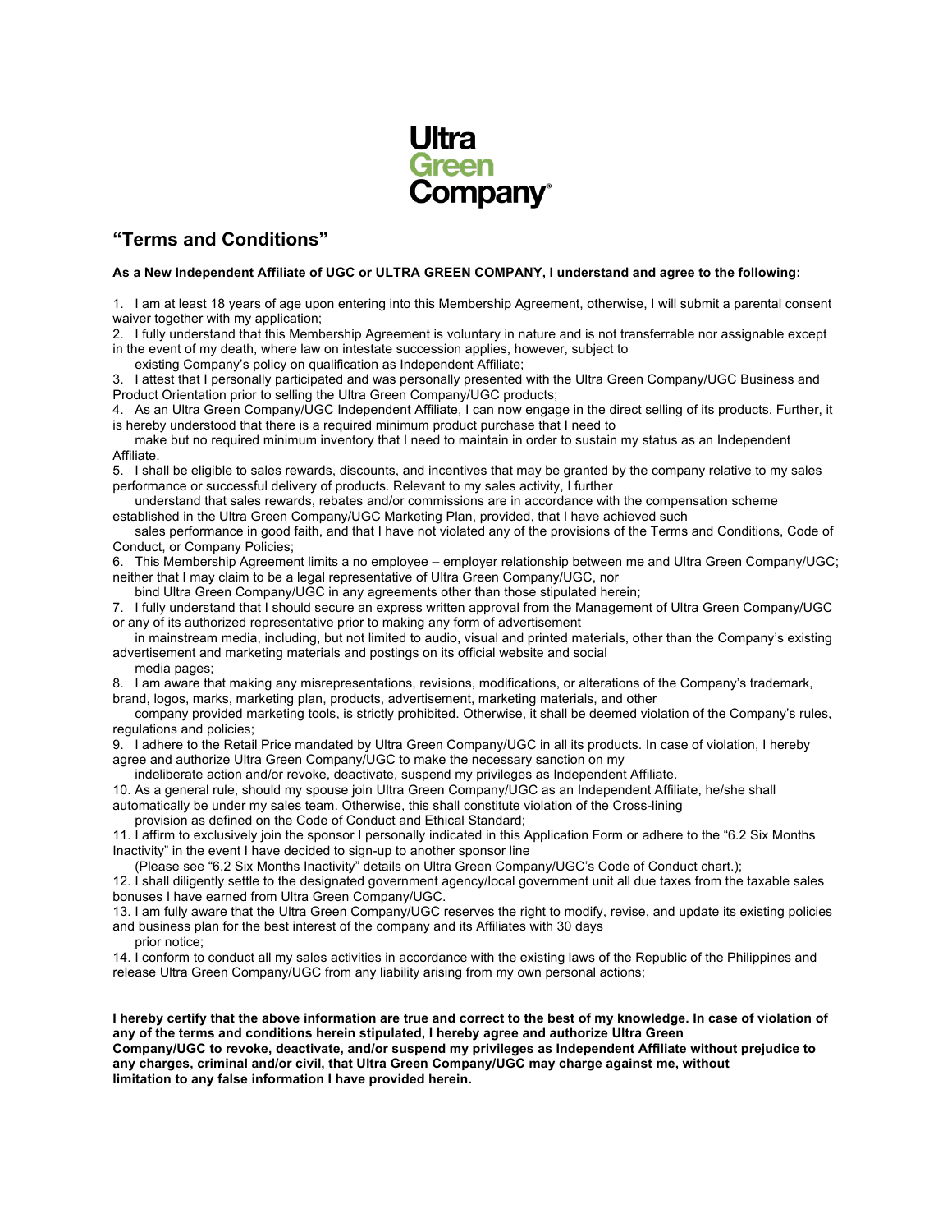Ultra
Green
Company®

## "Terms and Conditions"

**As a New Independent Affiliate of UGC or ULTRA GREEN COMPANY, I understand and agree to the following:**

1. I am at least 18 years of age upon entering into this Membership Agreement, otherwise, I will submit a parental consent waiver together with my application;
2. I fully understand that this Membership Agreement is voluntary in nature and is not transferrable nor assignable except in the event of my death, where law on intestate succession applies, however, subject to existing Company's policy on qualification as Independent Affiliate;
3. I attest that I personally participated and was personally presented with the Ultra Green Company/UGC Business and Product Orientation prior to selling the Ultra Green Company/UGC products;
4. As an Ultra Green Company/UGC Independent Affiliate, I can now engage in the direct selling of its products. Further, it is hereby understood that there is a required minimum product purchase that I need to make but no required minimum inventory that I need to maintain in order to sustain my status as an Independent Affiliate.
5. I shall be eligible to sales rewards, discounts, and incentives that may be granted by the company relative to my sales performance or successful delivery of products. Relevant to my sales activity, I further understand that sales rewards, rebates and/or commissions are in accordance with the compensation scheme established in the Ultra Green Company/UGC Marketing Plan, provided, that I have achieved such sales performance in good faith, and that I have not violated any of the provisions of the Terms and Conditions, Code of Conduct, or Company Policies;
6. This Membership Agreement limits a no employee – employer relationship between me and Ultra Green Company/UGC; neither that I may claim to be a legal representative of Ultra Green Company/UGC, nor bind Ultra Green Company/UGC in any agreements other than those stipulated herein;
7. I fully understand that I should secure an express written approval from the Management of Ultra Green Company/UGC or any of its authorized representative prior to making any form of advertisement in mainstream media, including, but not limited to audio, visual and printed materials, other than the Company's existing advertisement and marketing materials and postings on its official website and social media pages;
8. I am aware that making any misrepresentations, revisions, modifications, or alterations of the Company's trademark, brand, logos, marks, marketing plan, products, advertisement, marketing materials, and other company provided marketing tools, is strictly prohibited. Otherwise, it shall be deemed violation of the Company's rules, regulations and policies;
9. I adhere to the Retail Price mandated by Ultra Green Company/UGC in all its products. In case of violation, I hereby agree and authorize Ultra Green Company/UGC to make the necessary sanction on my indeliberate action and/or revoke, deactivate, suspend my privileges as Independent Affiliate.
10. As a general rule, should my spouse join Ultra Green Company/UGC as an Independent Affiliate, he/she shall automatically be under my sales team. Otherwise, this shall constitute violation of the Cross-lining provision as defined on the Code of Conduct and Ethical Standard;
11. I affirm to exclusively join the sponsor I personally indicated in this Application Form or adhere to the "6.2 Six Months Inactivity" in the event I have decided to sign-up to another sponsor line (Please see "6.2 Six Months Inactivity" details on Ultra Green Company/UGC's Code of Conduct chart.);
12. I shall diligently settle to the designated government agency/local government unit all due taxes from the taxable sales bonuses I have earned from Ultra Green Company/UGC.
13. I am fully aware that the Ultra Green Company/UGC reserves the right to modify, revise, and update its existing policies and business plan for the best interest of the company and its Affiliates with 30 days prior notice;
14. I conform to conduct all my sales activities in accordance with the existing laws of the Republic of the Philippines and release Ultra Green Company/UGC from any liability arising from my own personal actions;

**I hereby certify that the above information are true and correct to the best of my knowledge. In case of violation of any of the terms and conditions herein stipulated, I hereby agree and authorize Ultra Green Company/UGC to revoke, deactivate, and/or suspend my privileges as Independent Affiliate without prejudice to any charges, criminal and/or civil, that Ultra Green Company/UGC may charge against me, without limitation to any false information I have provided herein.**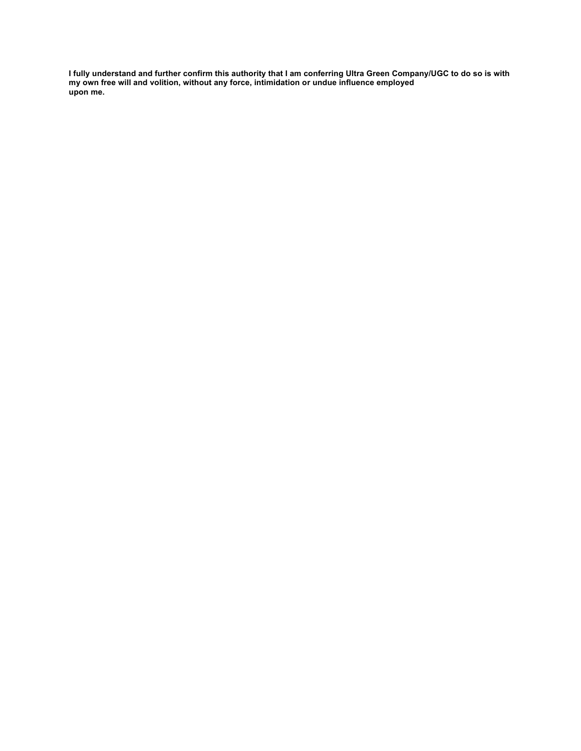**I fully understand and further confirm this authority that I am conferring Ultra Green Company/UGC to do so is with my own free will and volition, without any force, intimidation or undue influence employed upon me.**